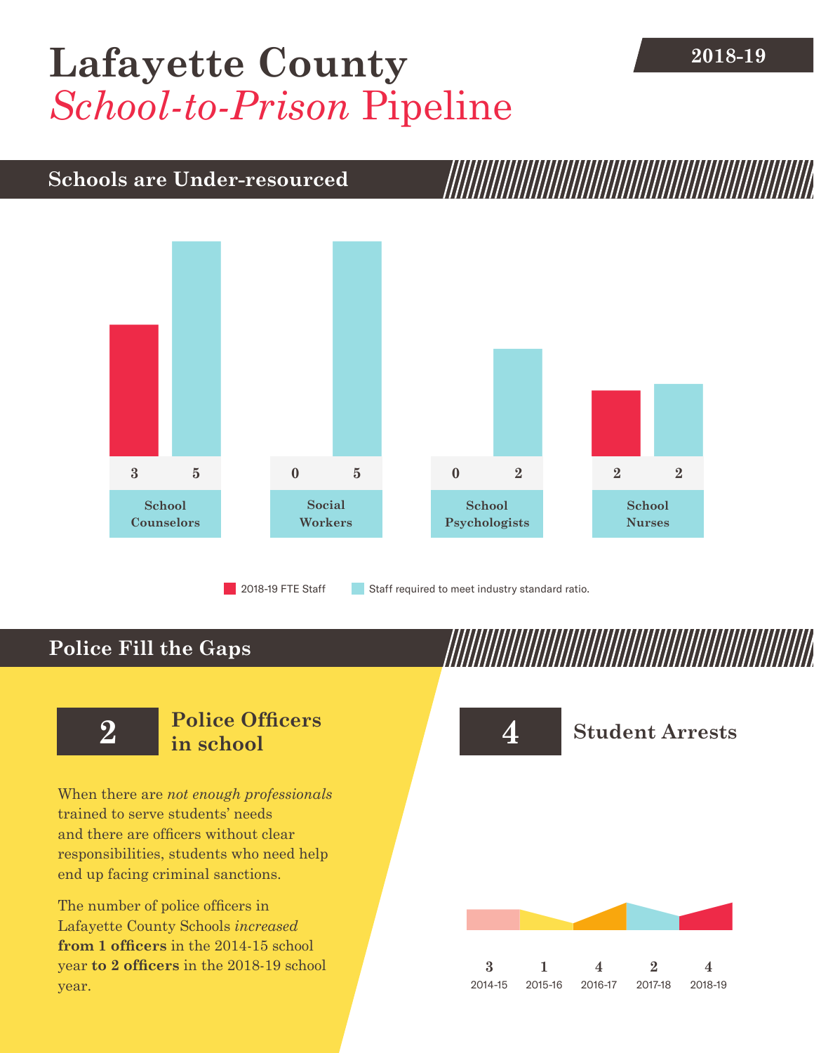# Lafayette County *School-to-Prison* Pipeline

2018-19

## Schools are Under-resourced

| | School Counselors | Social Workers | School Psychologists | School Nurses |
|---|---|---|---|---|
| 2018-19 FTE Staff | 3 | 0 | 0 | 2 |
| Staff required to meet industry standard ratio. | 5 | 5 | 2 | 2 |

## Police Fill the Gaps

**2** **Police Officers in school**

When there are *not enough professionals* trained to serve students' needs and there are officers without clear responsibilities, students who need help end up facing criminal sanctions.

The number of police officers in Lafayette County Schools *increased* **from 1 officers** in the 2014-15 school year **to 2 officers** in the 2018-19 school year.

**4** **Student Arrests**

| 2014-15 | 2015-16 | 2016-17 | 2017-18 | 2018-19 |
|---|---|---|---|---|
| 3 | 1 | 4 | 2 | 4 |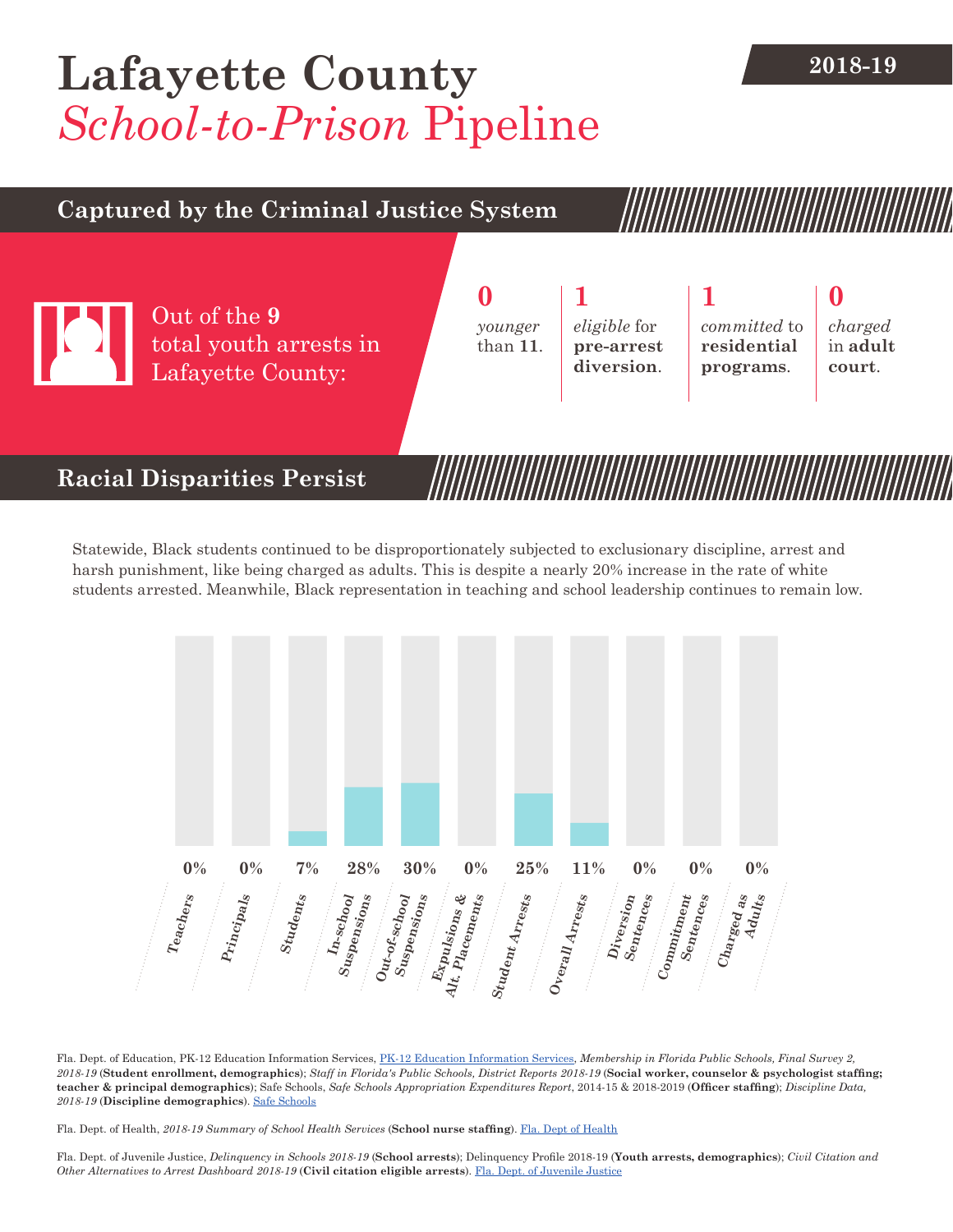# Lafayette County

# *School-to-Prison* Pipeline

**2018-19**

## Captured by the Criminal Justice System

Out of the **9** total youth arrests in Lafayette County:

**0** *younger* than **11**.

**1** *eligible* for **pre-arrest diversion**.

**1** *committed* to **residential programs**.

**0** *charged* in **adult court**.

## Racial Disparities Persist

Statewide, Black students continued to be disproportionately subjected to exclusionary discipline, arrest and harsh punishment, like being charged as adults. This is despite a nearly 20% increase in the rate of white students arrested. Meanwhile, Black representation in teaching and school leadership continues to remain low.

0% Teachers
0% Principals
7% Students
28% In-school Suspensions
30% Out-of-school Suspensions
0% Expulsions & Alt. Placements
25% Student Arrests
11% Overall Arrests
0% Diversion Sentences
0% Commitment Sentences
0% Charged as Adults

Fla. Dept. of Education, PK-12 Education Information Services, PK-12 Education Information Services, *Membership in Florida Public Schools, Final Survey 2, 2018-19* (**Student enrollment, demographics**); *Staff in Florida's Public Schools, District Reports 2018-19* (**Social worker, counselor & psychologist staffing; teacher & principal demographics**); Safe Schools, *Safe Schools Appropriation Expenditures Report*, 2014-15 & 2018-2019 (**Officer staffing**); *Discipline Data, 2018-19* (**Discipline demographics**). Safe Schools

Fla. Dept. of Health, *2018-19 Summary of School Health Services* (**School nurse staffing**). Fla. Dept of Health

Fla. Dept. of Juvenile Justice, *Delinquency in Schools 2018-19* (**School arrests**); Delinquency Profile 2018-19 (**Youth arrests, demographics**); *Civil Citation and Other Alternatives to Arrest Dashboard 2018-19* (**Civil citation eligible arrests**). Fla. Dept. of Juvenile Justice